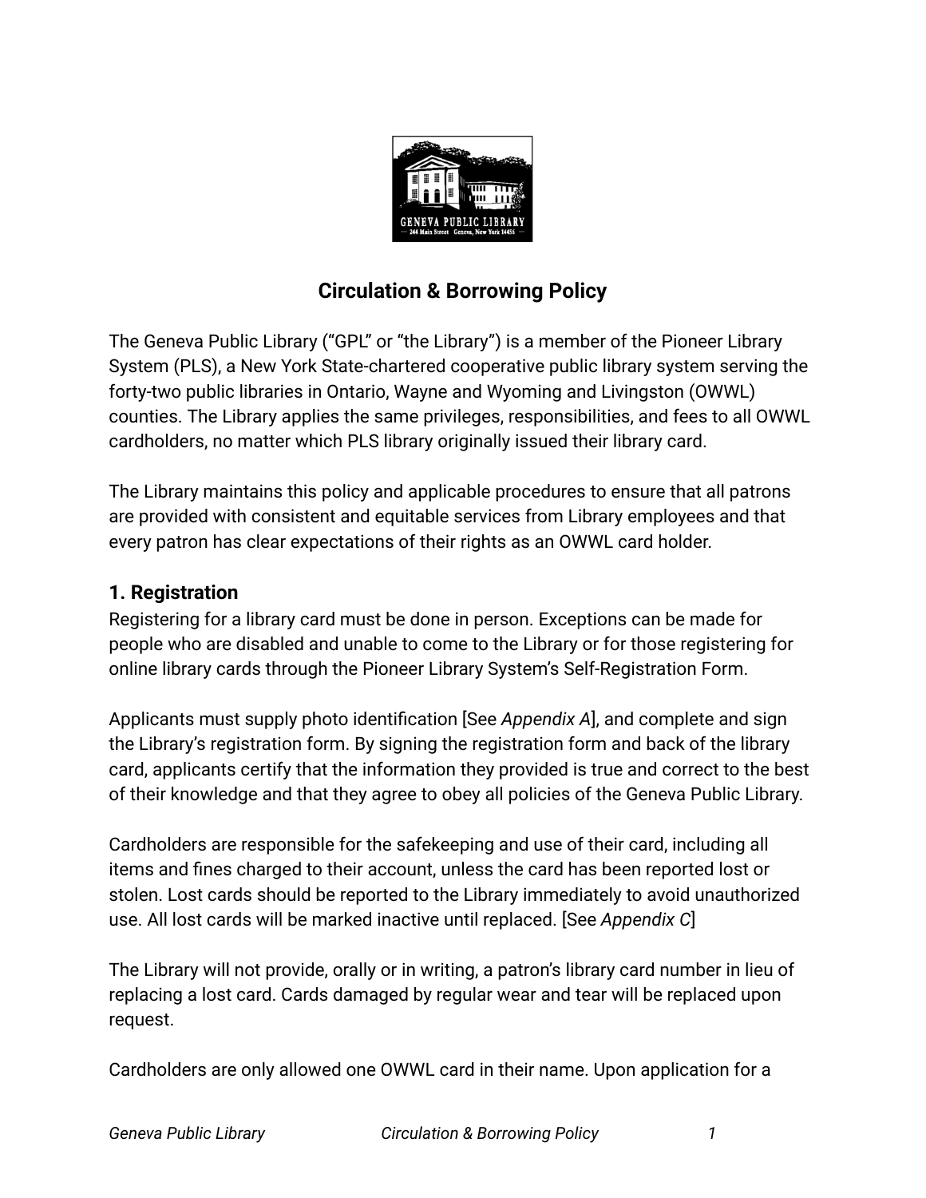# Circulation & Borrowing Policy

The Geneva Public Library ("GPL" or "the Library") is a member of the Pioneer Library System (PLS), a New York State-chartered cooperative public library system serving the forty-two public libraries in Ontario, Wayne and Wyoming and Livingston (OWWL) counties. The Library applies the same privileges, responsibilities, and fees to all OWWL cardholders, no matter which PLS library originally issued their library card.

The Library maintains this policy and applicable procedures to ensure that all patrons are provided with consistent and equitable services from Library employees and that every patron has clear expectations of their rights as an OWWL card holder.

## 1. Registration

Registering for a library card must be done in person. Exceptions can be made for people who are disabled and unable to come to the Library or for those registering for online library cards through the Pioneer Library System's Self-Registration Form.

Applicants must supply photo identification [See *Appendix A*], and complete and sign the Library's registration form. By signing the registration form and back of the library card, applicants certify that the information they provided is true and correct to the best of their knowledge and that they agree to obey all policies of the Geneva Public Library.

Cardholders are responsible for the safekeeping and use of their card, including all items and fines charged to their account, unless the card has been reported lost or stolen. Lost cards should be reported to the Library immediately to avoid unauthorized use. All lost cards will be marked inactive until replaced. [See *Appendix C*]

The Library will not provide, orally or in writing, a patron's library card number in lieu of replacing a lost card. Cards damaged by regular wear and tear will be replaced upon request.

Cardholders are only allowed one OWWL card in their name. Upon application for a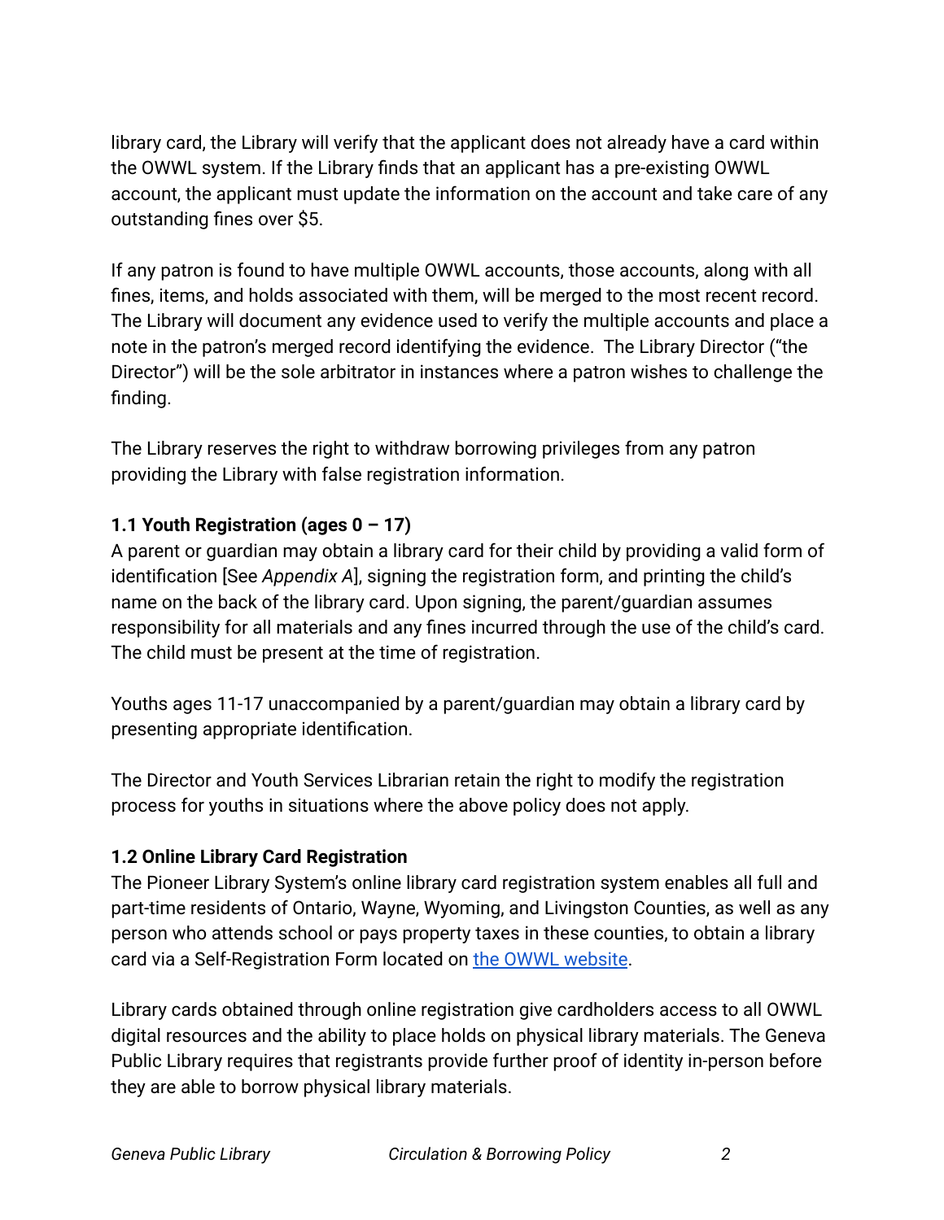library card, the Library will verify that the applicant does not already have a card within the OWWL system. If the Library finds that an applicant has a pre-existing OWWL account, the applicant must update the information on the account and take care of any outstanding fines over $5.

If any patron is found to have multiple OWWL accounts, those accounts, along with all fines, items, and holds associated with them, will be merged to the most recent record. The Library will document any evidence used to verify the multiple accounts and place a note in the patron's merged record identifying the evidence. The Library Director ("the Director") will be the sole arbitrator in instances where a patron wishes to challenge the finding.

The Library reserves the right to withdraw borrowing privileges from any patron providing the Library with false registration information.

**1.1 Youth Registration (ages 0 – 17)**

A parent or guardian may obtain a library card for their child by providing a valid form of identification [See *Appendix A*], signing the registration form, and printing the child's name on the back of the library card. Upon signing, the parent/guardian assumes responsibility for all materials and any fines incurred through the use of the child's card. The child must be present at the time of registration.

Youths ages 11-17 unaccompanied by a parent/guardian may obtain a library card by presenting appropriate identification.

The Director and Youth Services Librarian retain the right to modify the registration process for youths in situations where the above policy does not apply.

**1.2 Online Library Card Registration**

The Pioneer Library System's online library card registration system enables all full and part-time residents of Ontario, Wayne, Wyoming, and Livingston Counties, as well as any person who attends school or pays property taxes in these counties, to obtain a library card via a Self-Registration Form located on [the OWWL website](#).

Library cards obtained through online registration give cardholders access to all OWWL digital resources and the ability to place holds on physical library materials. The Geneva Public Library requires that registrants provide further proof of identity in-person before they are able to borrow physical library materials.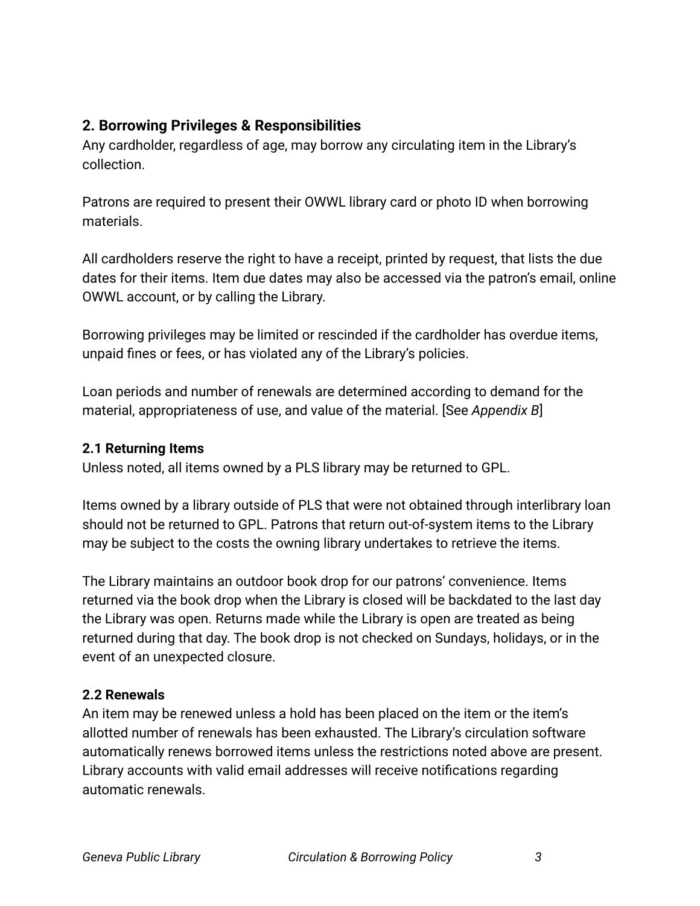## 2. Borrowing Privileges & Responsibilities

Any cardholder, regardless of age, may borrow any circulating item in the Library's collection.

Patrons are required to present their OWWL library card or photo ID when borrowing materials.

All cardholders reserve the right to have a receipt, printed by request, that lists the due dates for their items. Item due dates may also be accessed via the patron's email, online OWWL account, or by calling the Library.

Borrowing privileges may be limited or rescinded if the cardholder has overdue items, unpaid fines or fees, or has violated any of the Library's policies.

Loan periods and number of renewals are determined according to demand for the material, appropriateness of use, and value of the material. [See *Appendix B*]

### 2.1 Returning Items

Unless noted, all items owned by a PLS library may be returned to GPL.

Items owned by a library outside of PLS that were not obtained through interlibrary loan should not be returned to GPL. Patrons that return out-of-system items to the Library may be subject to the costs the owning library undertakes to retrieve the items.

The Library maintains an outdoor book drop for our patrons' convenience. Items returned via the book drop when the Library is closed will be backdated to the last day the Library was open. Returns made while the Library is open are treated as being returned during that day. The book drop is not checked on Sundays, holidays, or in the event of an unexpected closure.

### 2.2 Renewals

An item may be renewed unless a hold has been placed on the item or the item's allotted number of renewals has been exhausted. The Library's circulation software automatically renews borrowed items unless the restrictions noted above are present. Library accounts with valid email addresses will receive notifications regarding automatic renewals.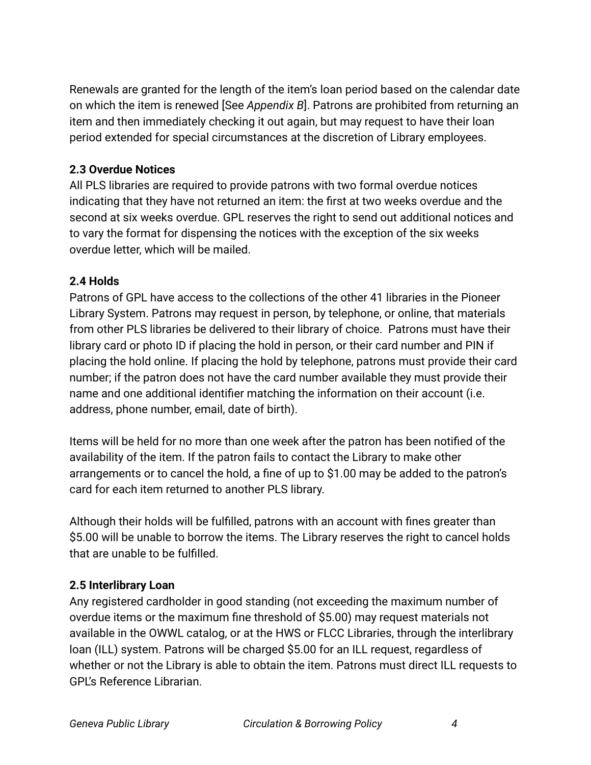Renewals are granted for the length of the item's loan period based on the calendar date on which the item is renewed [See *Appendix B*]. Patrons are prohibited from returning an item and then immediately checking it out again, but may request to have their loan period extended for special circumstances at the discretion of Library employees.

### 2.3 Overdue Notices

All PLS libraries are required to provide patrons with two formal overdue notices indicating that they have not returned an item: the first at two weeks overdue and the second at six weeks overdue. GPL reserves the right to send out additional notices and to vary the format for dispensing the notices with the exception of the six weeks overdue letter, which will be mailed.

### 2.4 Holds

Patrons of GPL have access to the collections of the other 41 libraries in the Pioneer Library System. Patrons may request in person, by telephone, or online, that materials from other PLS libraries be delivered to their library of choice. Patrons must have their library card or photo ID if placing the hold in person, or their card number and PIN if placing the hold online. If placing the hold by telephone, patrons must provide their card number; if the patron does not have the card number available they must provide their name and one additional identifier matching the information on their account (i.e. address, phone number, email, date of birth).

Items will be held for no more than one week after the patron has been notified of the availability of the item. If the patron fails to contact the Library to make other arrangements or to cancel the hold, a fine of up to $1.00 may be added to the patron's card for each item returned to another PLS library.

Although their holds will be fulfilled, patrons with an account with fines greater than $5.00 will be unable to borrow the items. The Library reserves the right to cancel holds that are unable to be fulfilled.

### 2.5 Interlibrary Loan

Any registered cardholder in good standing (not exceeding the maximum number of overdue items or the maximum fine threshold of $5.00) may request materials not available in the OWWL catalog, or at the HWS or FLCC Libraries, through the interlibrary loan (ILL) system. Patrons will be charged $5.00 for an ILL request, regardless of whether or not the Library is able to obtain the item. Patrons must direct ILL requests to GPL's Reference Librarian.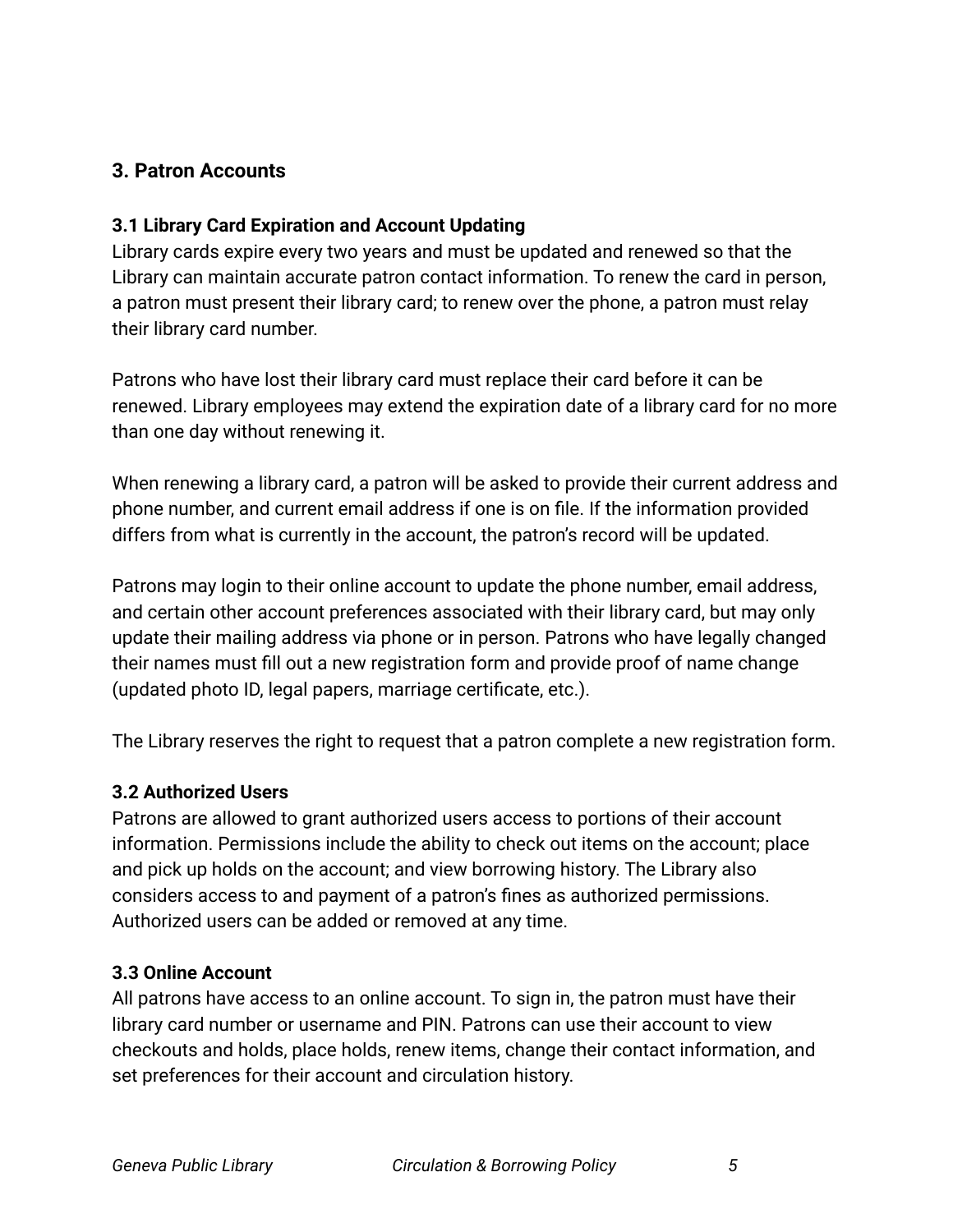## 3. Patron Accounts

### 3.1 Library Card Expiration and Account Updating

Library cards expire every two years and must be updated and renewed so that the Library can maintain accurate patron contact information. To renew the card in person, a patron must present their library card; to renew over the phone, a patron must relay their library card number.

Patrons who have lost their library card must replace their card before it can be renewed. Library employees may extend the expiration date of a library card for no more than one day without renewing it.

When renewing a library card, a patron will be asked to provide their current address and phone number, and current email address if one is on file. If the information provided differs from what is currently in the account, the patron's record will be updated.

Patrons may login to their online account to update the phone number, email address, and certain other account preferences associated with their library card, but may only update their mailing address via phone or in person. Patrons who have legally changed their names must fill out a new registration form and provide proof of name change (updated photo ID, legal papers, marriage certificate, etc.).

The Library reserves the right to request that a patron complete a new registration form.

### 3.2 Authorized Users

Patrons are allowed to grant authorized users access to portions of their account information. Permissions include the ability to check out items on the account; place and pick up holds on the account; and view borrowing history. The Library also considers access to and payment of a patron's fines as authorized permissions. Authorized users can be added or removed at any time.

### 3.3 Online Account

All patrons have access to an online account. To sign in, the patron must have their library card number or username and PIN. Patrons can use their account to view checkouts and holds, place holds, renew items, change their contact information, and set preferences for their account and circulation history.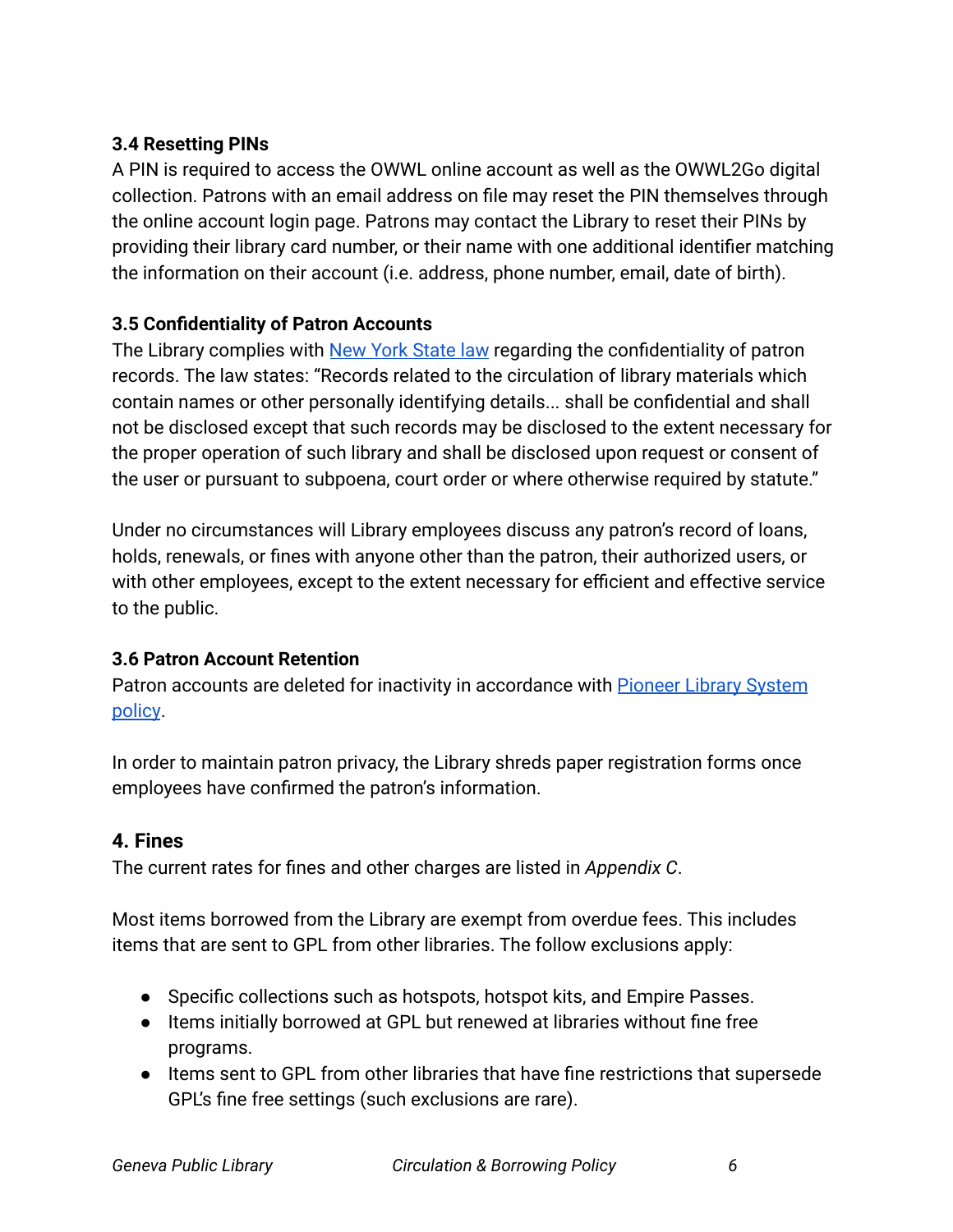### 3.4 Resetting PINs

A PIN is required to access the OWWL online account as well as the OWWL2Go digital collection. Patrons with an email address on file may reset the PIN themselves through the online account login page. Patrons may contact the Library to reset their PINs by providing their library card number, or their name with one additional identifier matching the information on their account (i.e. address, phone number, email, date of birth).

### 3.5 Confidentiality of Patron Accounts

The Library complies with [New York State law](#) regarding the confidentiality of patron records. The law states: "Records related to the circulation of library materials which contain names or other personally identifying details... shall be confidential and shall not be disclosed except that such records may be disclosed to the extent necessary for the proper operation of such library and shall be disclosed upon request or consent of the user or pursuant to subpoena, court order or where otherwise required by statute."

Under no circumstances will Library employees discuss any patron's record of loans, holds, renewals, or fines with anyone other than the patron, their authorized users, or with other employees, except to the extent necessary for efficient and effective service to the public.

### 3.6 Patron Account Retention

Patron accounts are deleted for inactivity in accordance with [Pioneer Library System policy](#).

In order to maintain patron privacy, the Library shreds paper registration forms once employees have confirmed the patron's information.

## 4. Fines

The current rates for fines and other charges are listed in *Appendix C*.

Most items borrowed from the Library are exempt from overdue fees. This includes items that are sent to GPL from other libraries. The follow exclusions apply:

- Specific collections such as hotspots, hotspot kits, and Empire Passes.
- Items initially borrowed at GPL but renewed at libraries without fine free programs.
- Items sent to GPL from other libraries that have fine restrictions that supersede GPL's fine free settings (such exclusions are rare).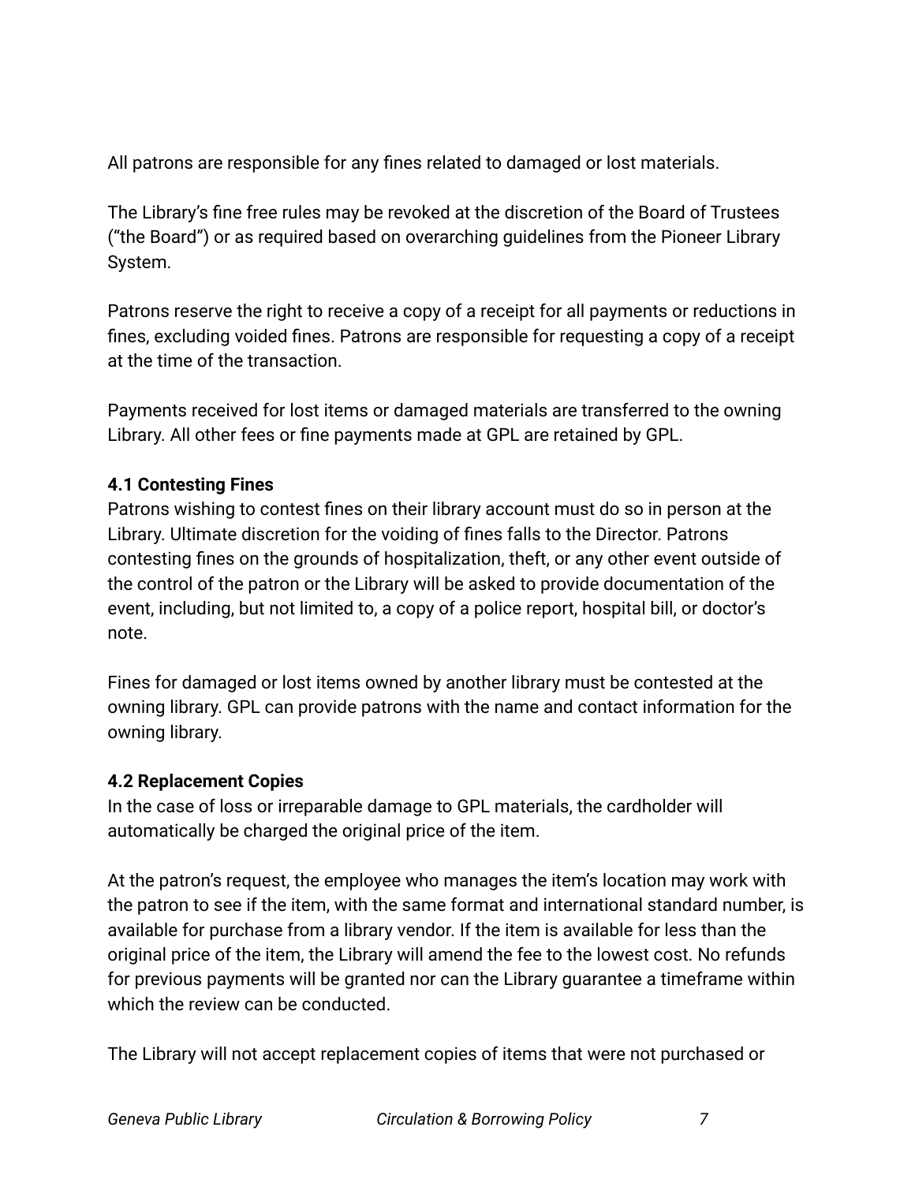All patrons are responsible for any fines related to damaged or lost materials.

The Library's fine free rules may be revoked at the discretion of the Board of Trustees ("the Board") or as required based on overarching guidelines from the Pioneer Library System.

Patrons reserve the right to receive a copy of a receipt for all payments or reductions in fines, excluding voided fines. Patrons are responsible for requesting a copy of a receipt at the time of the transaction.

Payments received for lost items or damaged materials are transferred to the owning Library. All other fees or fine payments made at GPL are retained by GPL.

### 4.1 Contesting Fines

Patrons wishing to contest fines on their library account must do so in person at the Library. Ultimate discretion for the voiding of fines falls to the Director. Patrons contesting fines on the grounds of hospitalization, theft, or any other event outside of the control of the patron or the Library will be asked to provide documentation of the event, including, but not limited to, a copy of a police report, hospital bill, or doctor's note.

Fines for damaged or lost items owned by another library must be contested at the owning library. GPL can provide patrons with the name and contact information for the owning library.

### 4.2 Replacement Copies

In the case of loss or irreparable damage to GPL materials, the cardholder will automatically be charged the original price of the item.

At the patron's request, the employee who manages the item's location may work with the patron to see if the item, with the same format and international standard number, is available for purchase from a library vendor. If the item is available for less than the original price of the item, the Library will amend the fee to the lowest cost. No refunds for previous payments will be granted nor can the Library guarantee a timeframe within which the review can be conducted.

The Library will not accept replacement copies of items that were not purchased or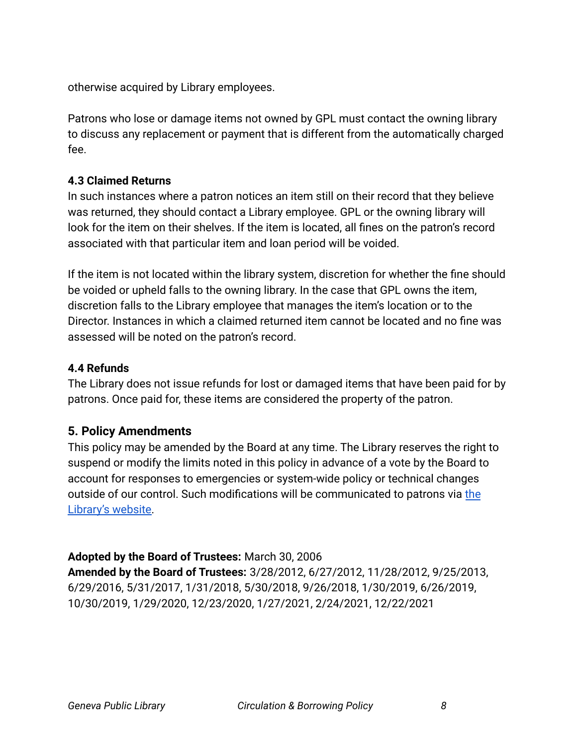otherwise acquired by Library employees.

Patrons who lose or damage items not owned by GPL must contact the owning library to discuss any replacement or payment that is different from the automatically charged fee.

### 4.3 Claimed Returns

In such instances where a patron notices an item still on their record that they believe was returned, they should contact a Library employee. GPL or the owning library will look for the item on their shelves. If the item is located, all fines on the patron's record associated with that particular item and loan period will be voided.

If the item is not located within the library system, discretion for whether the fine should be voided or upheld falls to the owning library. In the case that GPL owns the item, discretion falls to the Library employee that manages the item's location or to the Director. Instances in which a claimed returned item cannot be located and no fine was assessed will be noted on the patron's record.

### 4.4 Refunds

The Library does not issue refunds for lost or damaged items that have been paid for by patrons. Once paid for, these items are considered the property of the patron.

## 5. Policy Amendments

This policy may be amended by the Board at any time. The Library reserves the right to suspend or modify the limits noted in this policy in advance of a vote by the Board to account for responses to emergencies or system-wide policy or technical changes outside of our control. Such modifications will be communicated to patrons via [the Library's website].

**Adopted by the Board of Trustees:** March 30, 2006
**Amended by the Board of Trustees:** 3/28/2012, 6/27/2012, 11/28/2012, 9/25/2013, 6/29/2016, 5/31/2017, 1/31/2018, 5/30/2018, 9/26/2018, 1/30/2019, 6/26/2019, 10/30/2019, 1/29/2020, 12/23/2020, 1/27/2021, 2/24/2021, 12/22/2021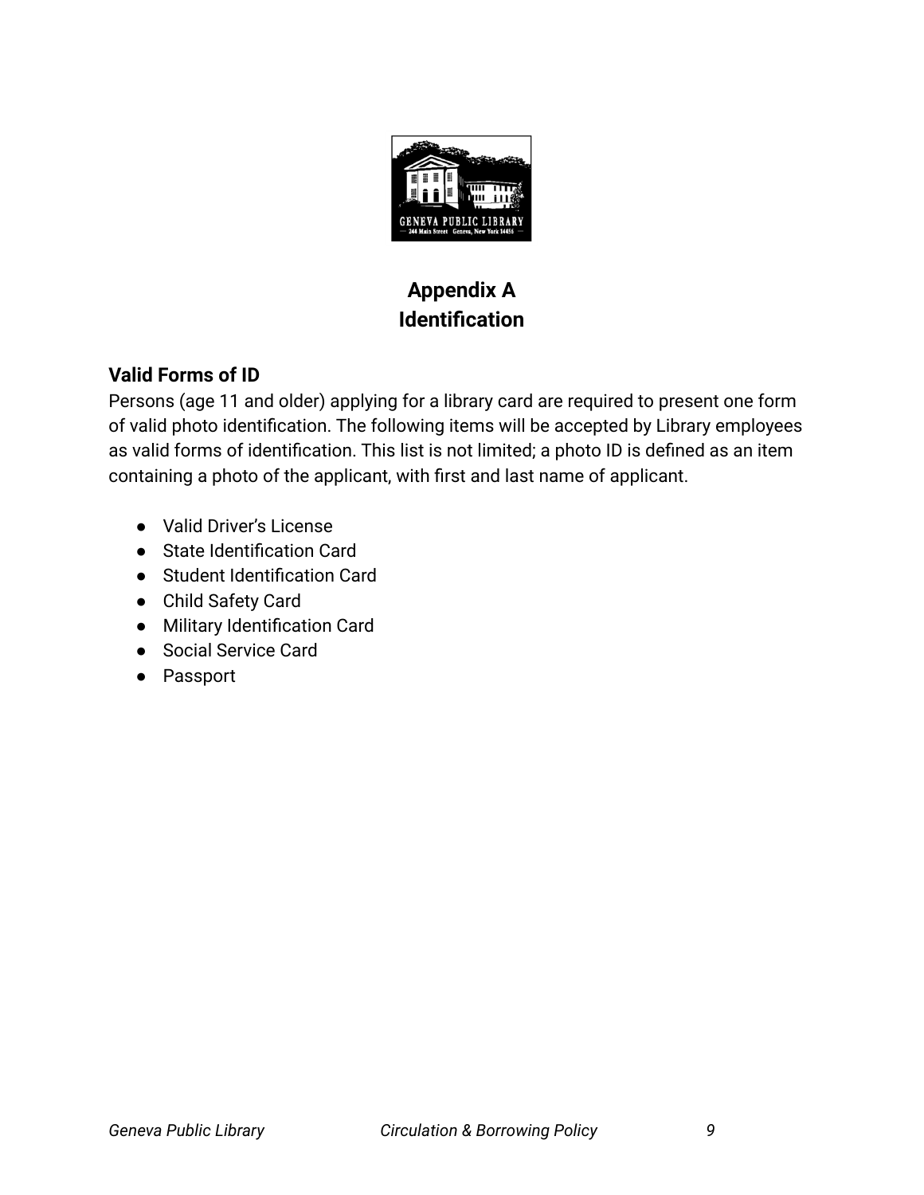# Appendix A
# Identification

### Valid Forms of ID

Persons (age 11 and older) applying for a library card are required to present one form of valid photo identification. The following items will be accepted by Library employees as valid forms of identification. This list is not limited; a photo ID is defined as an item containing a photo of the applicant, with first and last name of applicant.

- Valid Driver's License
- State Identification Card
- Student Identification Card
- Child Safety Card
- Military Identification Card
- Social Service Card
- Passport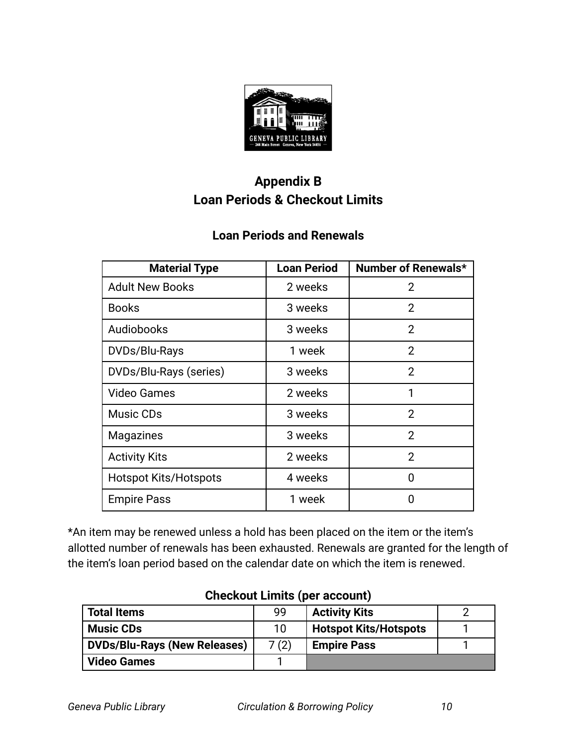# Appendix B
# Loan Periods & Checkout Limits

## Loan Periods and Renewals

| Material Type | Loan Period | Number of Renewals* |
|---|---|---|
| Adult New Books | 2 weeks | 2 |
| Books | 3 weeks | 2 |
| Audiobooks | 3 weeks | 2 |
| DVDs/Blu-Rays | 1 week | 2 |
| DVDs/Blu-Rays (series) | 3 weeks | 2 |
| Video Games | 2 weeks | 1 |
| Music CDs | 3 weeks | 2 |
| Magazines | 3 weeks | 2 |
| Activity Kits | 2 weeks | 2 |
| Hotspot Kits/Hotspots | 4 weeks | 0 |
| Empire Pass | 1 week | 0 |

*An item may be renewed unless a hold has been placed on the item or the item's allotted number of renewals has been exhausted. Renewals are granted for the length of the item's loan period based on the calendar date on which the item is renewed.

## Checkout Limits (per account)

| | | | |
|---|---|---|---|
| **Total Items** | 99 | **Activity Kits** | 2 |
| **Music CDs** | 10 | **Hotspot Kits/Hotspots** | 1 |
| **DVDs/Blu-Rays (New Releases)** | 7 (2) | **Empire Pass** | 1 |
| **Video Games** | 1 | | |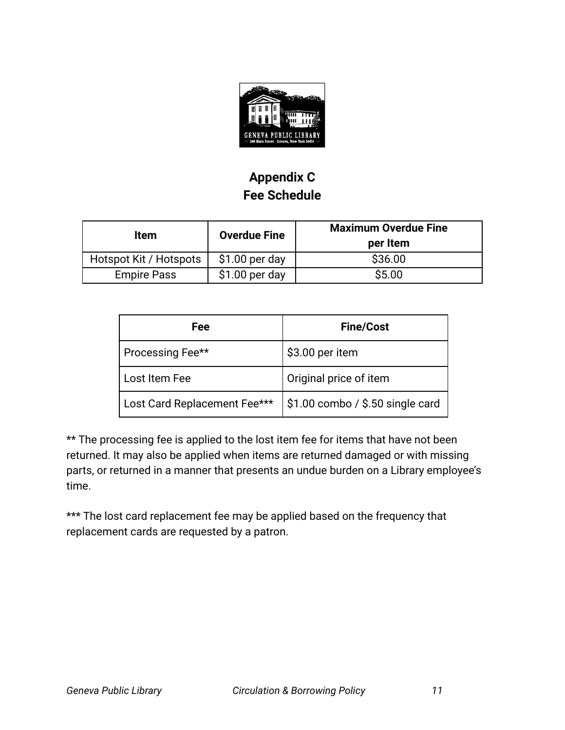# Appendix C
# Fee Schedule

| Item | Overdue Fine | Maximum Overdue Fine per Item |
|---|---|---|
| Hotspot Kit / Hotspots | $1.00 per day | $36.00 |
| Empire Pass | $1.00 per day | $5.00 |

| Fee | Fine/Cost |
|---|---|
| Processing Fee** | $3.00 per item |
| Lost Item Fee | Original price of item |
| Lost Card Replacement Fee*** | $1.00 combo / $.50 single card |

** The processing fee is applied to the lost item fee for items that have not been returned. It may also be applied when items are returned damaged or with missing parts, or returned in a manner that presents an undue burden on a Library employee's time.

*** The lost card replacement fee may be applied based on the frequency that replacement cards are requested by a patron.